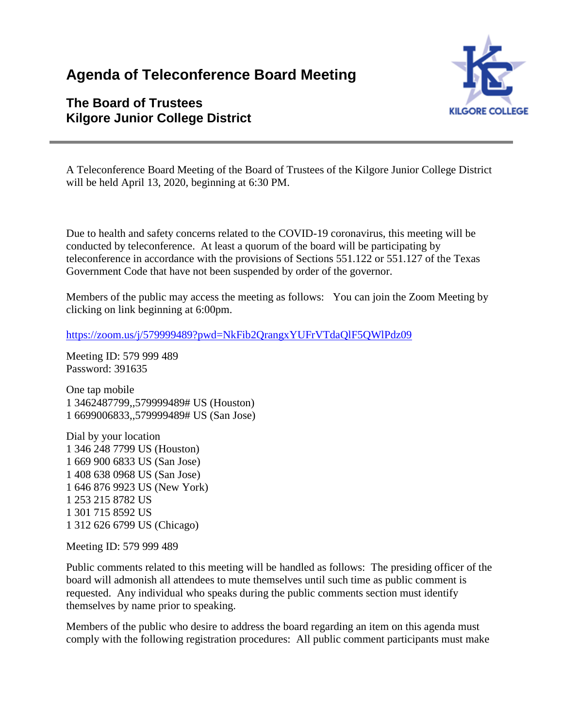# Agenda of Teleconference Board Meeting

## The Board of Trustees
## Kilgore Junior College District

A Teleconference Board Meeting of the Board of Trustees of the Kilgore Junior College District will be held April 13, 2020, beginning at 6:30 PM.

Due to health and safety concerns related to the COVID-19 coronavirus, this meeting will be conducted by teleconference. At least a quorum of the board will be participating by teleconference in accordance with the provisions of Sections 551.122 or 551.127 of the Texas Government Code that have not been suspended by order of the governor.

Members of the public may access the meeting as follows: You can join the Zoom Meeting by clicking on link beginning at 6:00pm.

https://zoom.us/j/579999489?pwd=NkFib2QrangxYUFrVTdaQlF5QWlPdz09

Meeting ID: 579 999 489
Password: 391635

One tap mobile
1 3462487799,,579999489# US (Houston)
1 6699006833,,579999489# US (San Jose)

Dial by your location
1 346 248 7799 US (Houston)
1 669 900 6833 US (San Jose)
1 408 638 0968 US (San Jose)
1 646 876 9923 US (New York)
1 253 215 8782 US
1 301 715 8592 US
1 312 626 6799 US (Chicago)

Meeting ID: 579 999 489

Public comments related to this meeting will be handled as follows: The presiding officer of the board will admonish all attendees to mute themselves until such time as public comment is requested. Any individual who speaks during the public comments section must identify themselves by name prior to speaking.

Members of the public who desire to address the board regarding an item on this agenda must comply with the following registration procedures: All public comment participants must make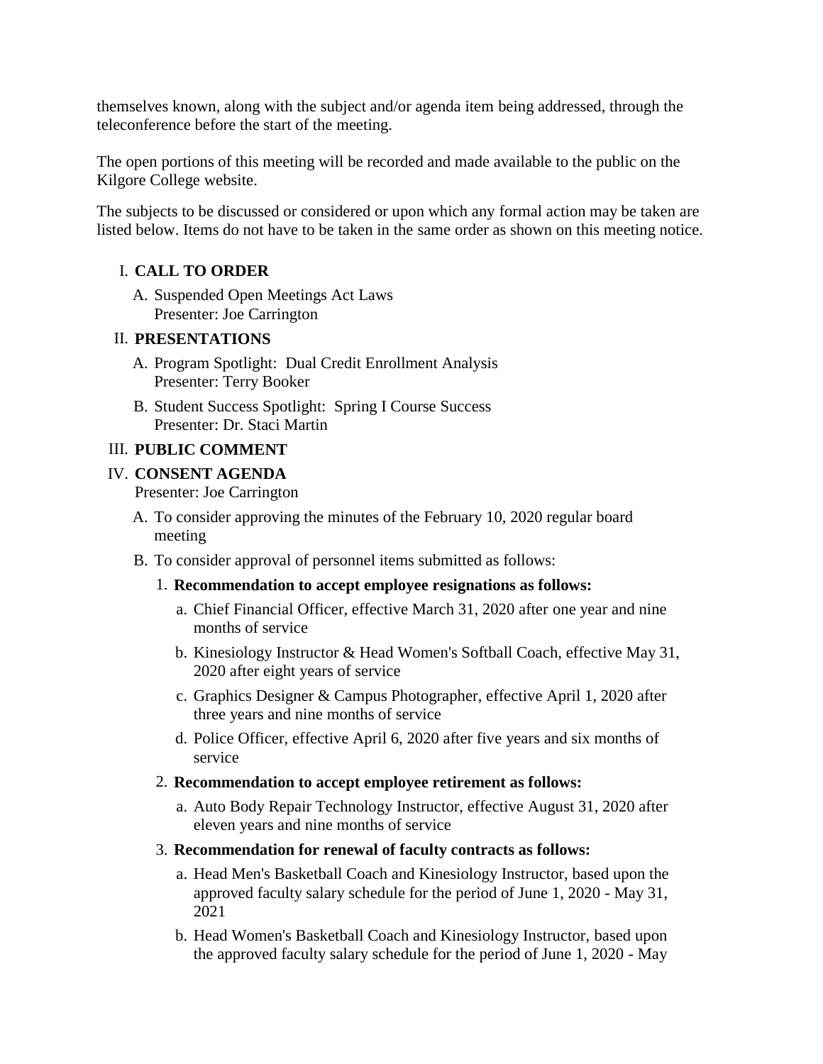themselves known, along with the subject and/or agenda item being addressed, through the teleconference before the start of the meeting.

The open portions of this meeting will be recorded and made available to the public on the Kilgore College website.

The subjects to be discussed or considered or upon which any formal action may be taken are listed below. Items do not have to be taken in the same order as shown on this meeting notice.

I. **CALL TO ORDER**

   A. Suspended Open Meetings Act Laws
      Presenter: Joe Carrington

II. **PRESENTATIONS**

   A. Program Spotlight: Dual Credit Enrollment Analysis
      Presenter: Terry Booker

   B. Student Success Spotlight: Spring I Course Success
      Presenter: Dr. Staci Martin

III. **PUBLIC COMMENT**

IV. **CONSENT AGENDA**
   Presenter: Joe Carrington

   A. To consider approving the minutes of the February 10, 2020 regular board meeting

   B. To consider approval of personnel items submitted as follows:

      1. **Recommendation to accept employee resignations as follows:**

         a. Chief Financial Officer, effective March 31, 2020 after one year and nine months of service

         b. Kinesiology Instructor & Head Women's Softball Coach, effective May 31, 2020 after eight years of service

         c. Graphics Designer & Campus Photographer, effective April 1, 2020 after three years and nine months of service

         d. Police Officer, effective April 6, 2020 after five years and six months of service

      2. **Recommendation to accept employee retirement as follows:**

         a. Auto Body Repair Technology Instructor, effective August 31, 2020 after eleven years and nine months of service

      3. **Recommendation for renewal of faculty contracts as follows:**

         a. Head Men's Basketball Coach and Kinesiology Instructor, based upon the approved faculty salary schedule for the period of June 1, 2020 - May 31, 2021

         b. Head Women's Basketball Coach and Kinesiology Instructor, based upon the approved faculty salary schedule for the period of June 1, 2020 - May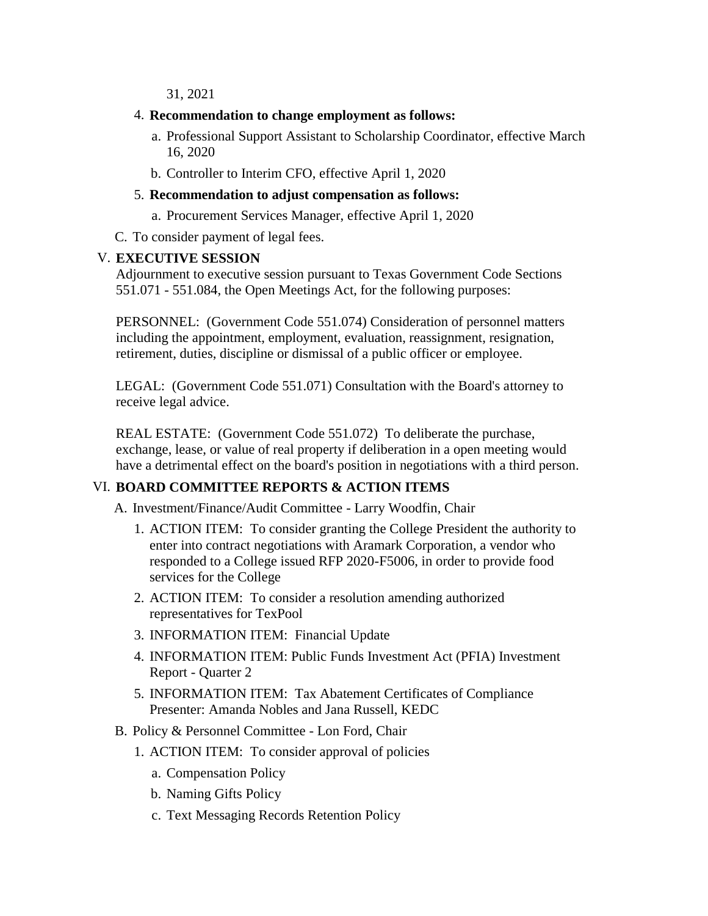31, 2021

4. **Recommendation to change employment as follows:**
    a. Professional Support Assistant to Scholarship Coordinator, effective March 16, 2020
    b. Controller to Interim CFO, effective April 1, 2020
5. **Recommendation to adjust compensation as follows:**
    a. Procurement Services Manager, effective April 1, 2020

C. To consider payment of legal fees.

## V. EXECUTIVE SESSION

Adjournment to executive session pursuant to Texas Government Code Sections 551.071 - 551.084, the Open Meetings Act, for the following purposes:

PERSONNEL: (Government Code 551.074) Consideration of personnel matters including the appointment, employment, evaluation, reassignment, resignation, retirement, duties, discipline or dismissal of a public officer or employee.

LEGAL: (Government Code 551.071) Consultation with the Board's attorney to receive legal advice.

REAL ESTATE: (Government Code 551.072) To deliberate the purchase, exchange, lease, or value of real property if deliberation in a open meeting would have a detrimental effect on the board's position in negotiations with a third person.

## VI. BOARD COMMITTEE REPORTS & ACTION ITEMS

A. Investment/Finance/Audit Committee - Larry Woodfin, Chair

1. ACTION ITEM: To consider granting the College President the authority to enter into contract negotiations with Aramark Corporation, a vendor who responded to a College issued RFP 2020-F5006, in order to provide food services for the College
2. ACTION ITEM: To consider a resolution amending authorized representatives for TexPool
3. INFORMATION ITEM: Financial Update
4. INFORMATION ITEM: Public Funds Investment Act (PFIA) Investment Report - Quarter 2
5. INFORMATION ITEM: Tax Abatement Certificates of Compliance
   Presenter: Amanda Nobles and Jana Russell, KEDC

B. Policy & Personnel Committee - Lon Ford, Chair

1. ACTION ITEM: To consider approval of policies
    a. Compensation Policy
    b. Naming Gifts Policy
    c. Text Messaging Records Retention Policy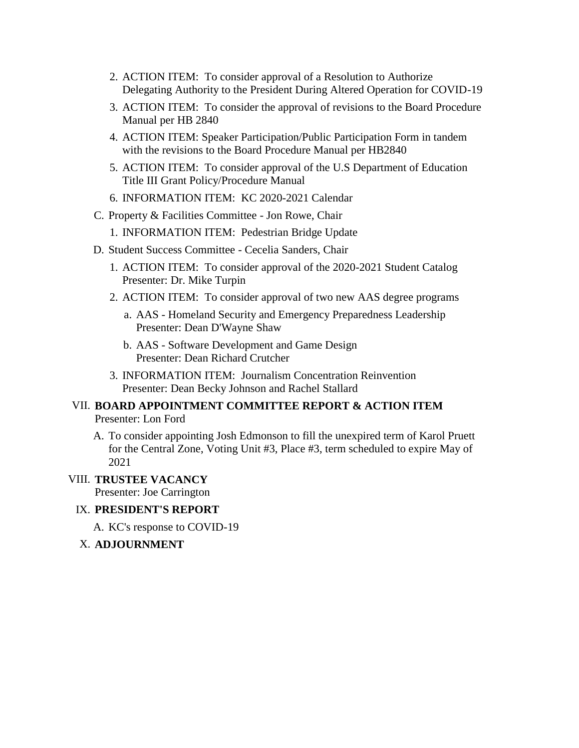2. ACTION ITEM: To consider approval of a Resolution to Authorize Delegating Authority to the President During Altered Operation for COVID-19
3. ACTION ITEM: To consider the approval of revisions to the Board Procedure Manual per HB 2840
4. ACTION ITEM: Speaker Participation/Public Participation Form in tandem with the revisions to the Board Procedure Manual per HB2840
5. ACTION ITEM: To consider approval of the U.S Department of Education Title III Grant Policy/Procedure Manual
6. INFORMATION ITEM: KC 2020-2021 Calendar

C. Property & Facilities Committee - Jon Rowe, Chair

1. INFORMATION ITEM: Pedestrian Bridge Update

D. Student Success Committee - Cecelia Sanders, Chair

1. ACTION ITEM: To consider approval of the 2020-2021 Student Catalog
   Presenter: Dr. Mike Turpin
2. ACTION ITEM: To consider approval of two new AAS degree programs
   a. AAS - Homeland Security and Emergency Preparedness Leadership
      Presenter: Dean D'Wayne Shaw
   b. AAS - Software Development and Game Design
      Presenter: Dean Richard Crutcher
3. INFORMATION ITEM: Journalism Concentration Reinvention
   Presenter: Dean Becky Johnson and Rachel Stallard

VII. **BOARD APPOINTMENT COMMITTEE REPORT & ACTION ITEM**
Presenter: Lon Ford

A. To consider appointing Josh Edmonson to fill the unexpired term of Karol Pruett for the Central Zone, Voting Unit #3, Place #3, term scheduled to expire May of 2021

VIII. **TRUSTEE VACANCY**
Presenter: Joe Carrington

IX. **PRESIDENT'S REPORT**

A. KC's response to COVID-19

X. **ADJOURNMENT**